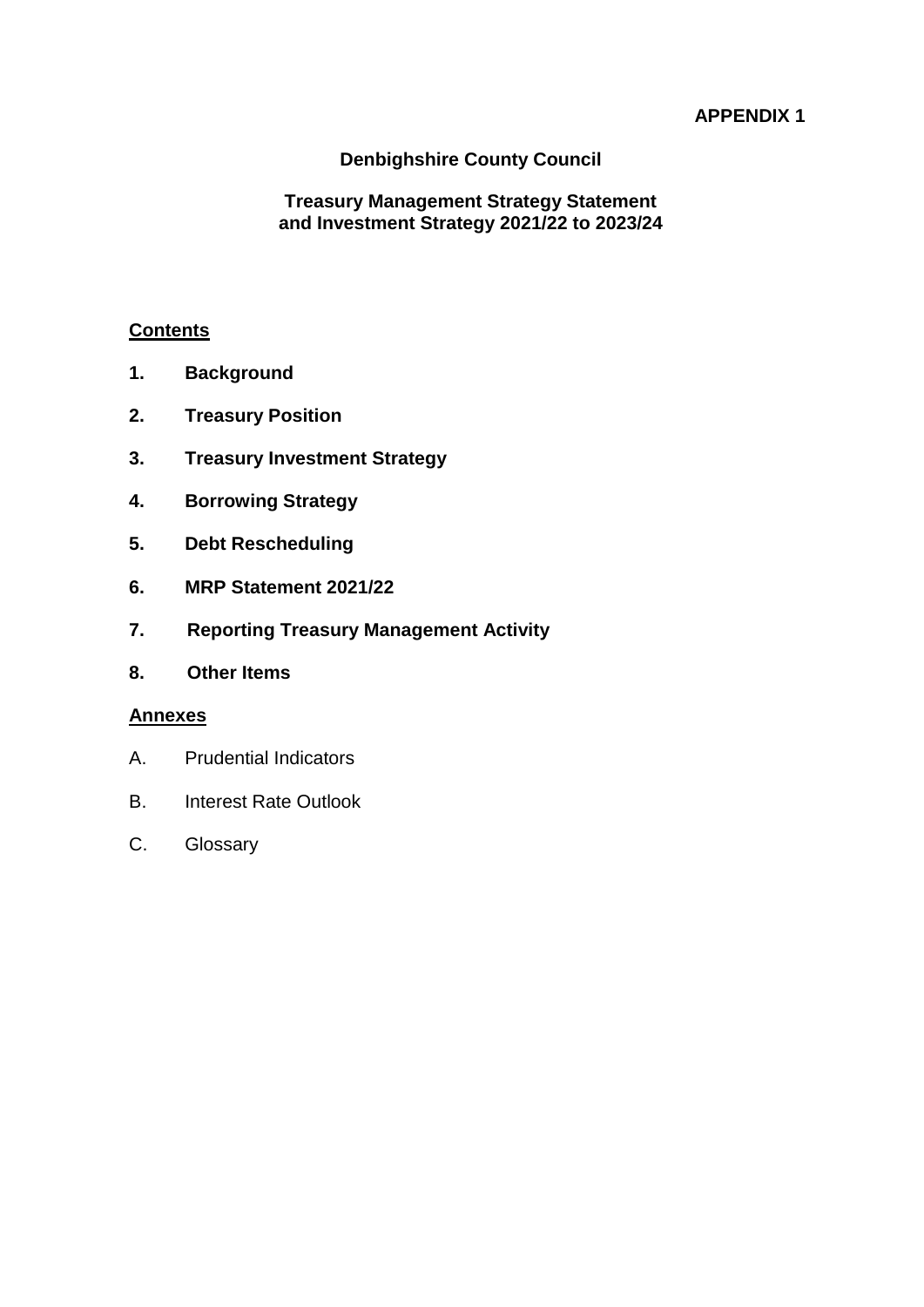**APPENDIX 1**

# Denbighshire County Council

## Treasury Management Strategy Statement and Investment Strategy 2021/22 to 2023/24

**Contents**

1. **Background**
2. **Treasury Position**
3. **Treasury Investment Strategy**
4. **Borrowing Strategy**
5. **Debt Rescheduling**
6. **MRP Statement 2021/22**
7. **Reporting Treasury Management Activity**
8. **Other Items**

**Annexes**

A. Prudential Indicators

B. Interest Rate Outlook

C. Glossary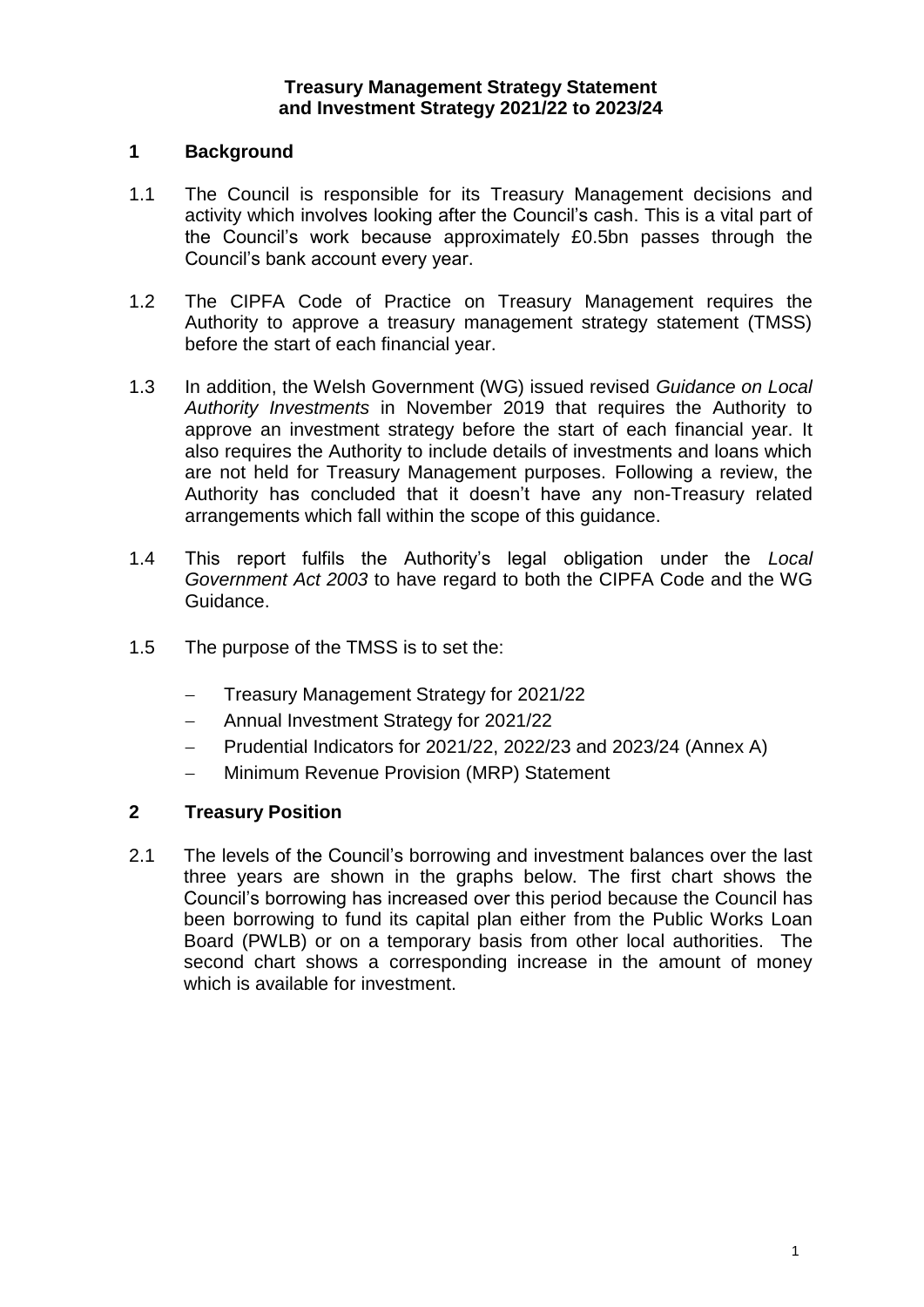**Treasury Management Strategy Statement and Investment Strategy 2021/22 to 2023/24**

## 1 Background

1.1 The Council is responsible for its Treasury Management decisions and activity which involves looking after the Council's cash. This is a vital part of the Council's work because approximately £0.5bn passes through the Council's bank account every year.

1.2 The CIPFA Code of Practice on Treasury Management requires the Authority to approve a treasury management strategy statement (TMSS) before the start of each financial year.

1.3 In addition, the Welsh Government (WG) issued revised *Guidance on Local Authority Investments* in November 2019 that requires the Authority to approve an investment strategy before the start of each financial year. It also requires the Authority to include details of investments and loans which are not held for Treasury Management purposes. Following a review, the Authority has concluded that it doesn't have any non-Treasury related arrangements which fall within the scope of this guidance.

1.4 This report fulfils the Authority's legal obligation under the *Local Government Act 2003* to have regard to both the CIPFA Code and the WG Guidance.

1.5 The purpose of the TMSS is to set the:

- Treasury Management Strategy for 2021/22
- Annual Investment Strategy for 2021/22
- Prudential Indicators for 2021/22, 2022/23 and 2023/24 (Annex A)
- Minimum Revenue Provision (MRP) Statement

## 2 Treasury Position

2.1 The levels of the Council's borrowing and investment balances over the last three years are shown in the graphs below. The first chart shows the Council's borrowing has increased over this period because the Council has been borrowing to fund its capital plan either from the Public Works Loan Board (PWLB) or on a temporary basis from other local authorities. The second chart shows a corresponding increase in the amount of money which is available for investment.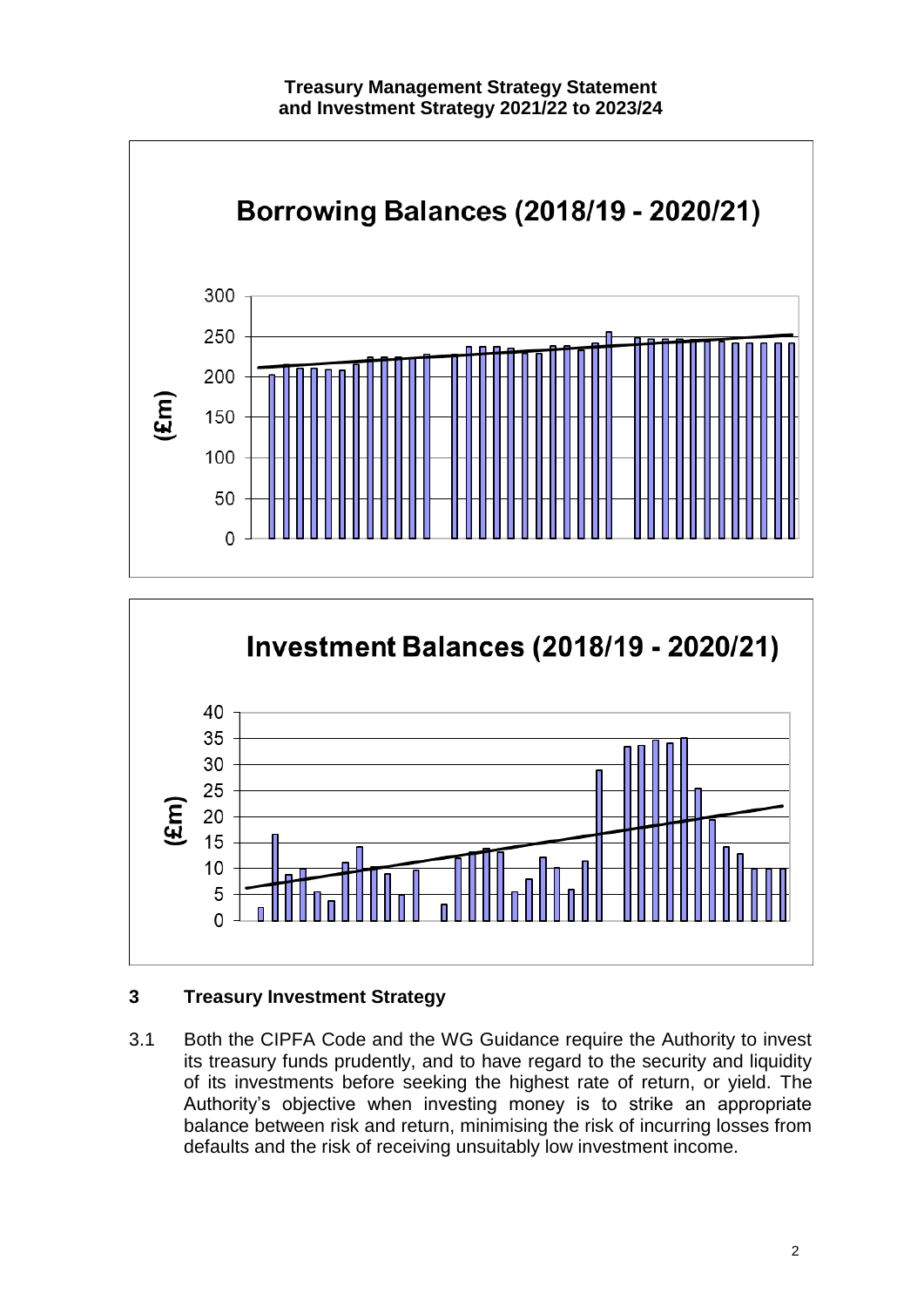**Borrowing Balances (2018/19 - 2020/21)**

**Investment Balances (2018/19 - 2020/21)**

## 3 Treasury Investment Strategy

3.1 Both the CIPFA Code and the WG Guidance require the Authority to invest its treasury funds prudently, and to have regard to the security and liquidity of its investments before seeking the highest rate of return, or yield. The Authority's objective when investing money is to strike an appropriate balance between risk and return, minimising the risk of incurring losses from defaults and the risk of receiving unsuitably low investment income.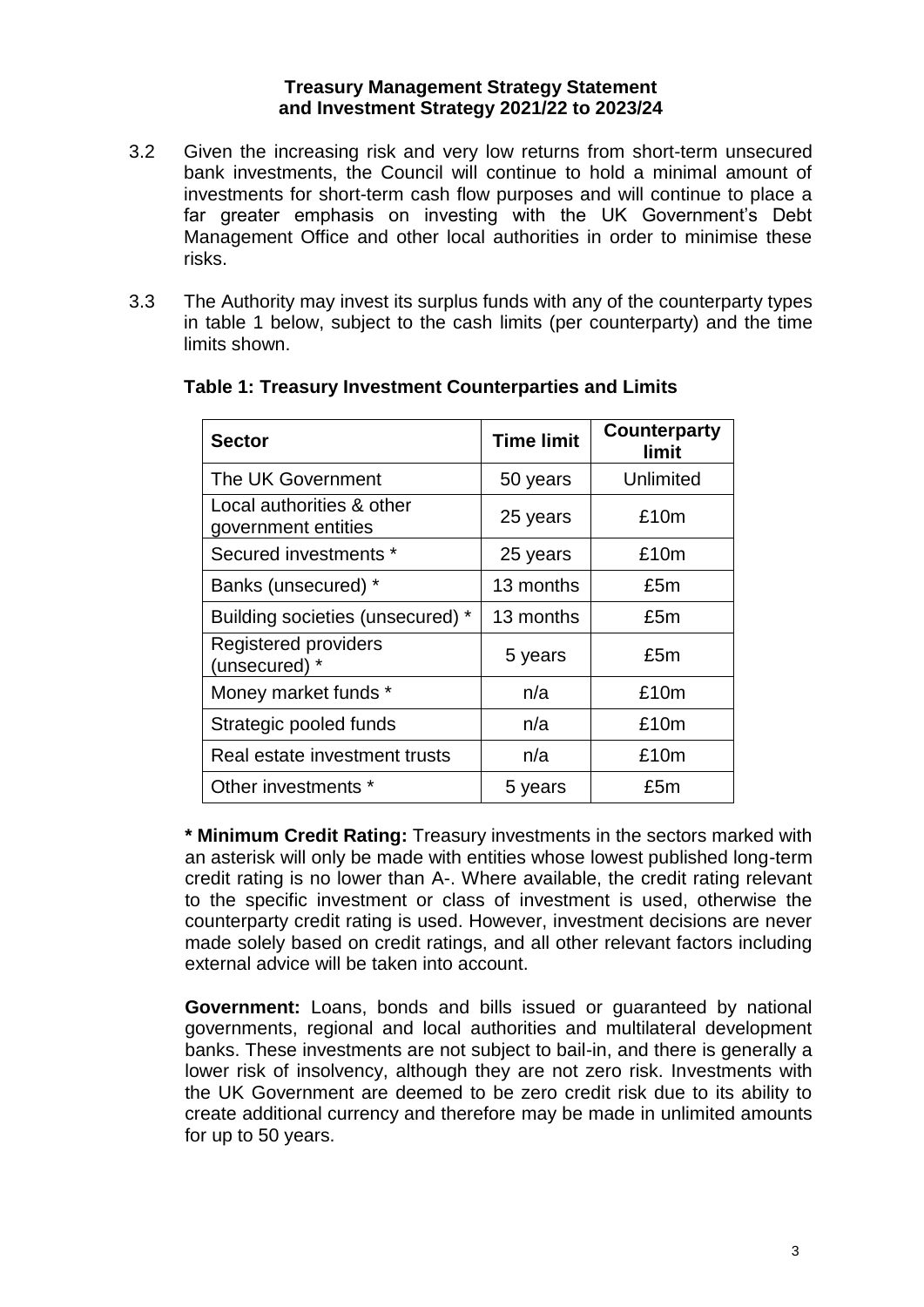**Treasury Management Strategy Statement and Investment Strategy 2021/22 to 2023/24**

3.2 Given the increasing risk and very low returns from short-term unsecured bank investments, the Council will continue to hold a minimal amount of investments for short-term cash flow purposes and will continue to place a far greater emphasis on investing with the UK Government's Debt Management Office and other local authorities in order to minimise these risks.

3.3 The Authority may invest its surplus funds with any of the counterparty types in table 1 below, subject to the cash limits (per counterparty) and the time limits shown.

**Table 1: Treasury Investment Counterparties and Limits**

| Sector | Time limit | Counterparty limit |
| --- | --- | --- |
| The UK Government | 50 years | Unlimited |
| Local authorities & other government entities | 25 years | £10m |
| Secured investments * | 25 years | £10m |
| Banks (unsecured) * | 13 months | £5m |
| Building societies (unsecured) * | 13 months | £5m |
| Registered providers (unsecured) * | 5 years | £5m |
| Money market funds * | n/a | £10m |
| Strategic pooled funds | n/a | £10m |
| Real estate investment trusts | n/a | £10m |
| Other investments * | 5 years | £5m |

**\* Minimum Credit Rating:** Treasury investments in the sectors marked with an asterisk will only be made with entities whose lowest published long-term credit rating is no lower than A-. Where available, the credit rating relevant to the specific investment or class of investment is used, otherwise the counterparty credit rating is used. However, investment decisions are never made solely based on credit ratings, and all other relevant factors including external advice will be taken into account.

**Government:** Loans, bonds and bills issued or guaranteed by national governments, regional and local authorities and multilateral development banks. These investments are not subject to bail-in, and there is generally a lower risk of insolvency, although they are not zero risk. Investments with the UK Government are deemed to be zero credit risk due to its ability to create additional currency and therefore may be made in unlimited amounts for up to 50 years.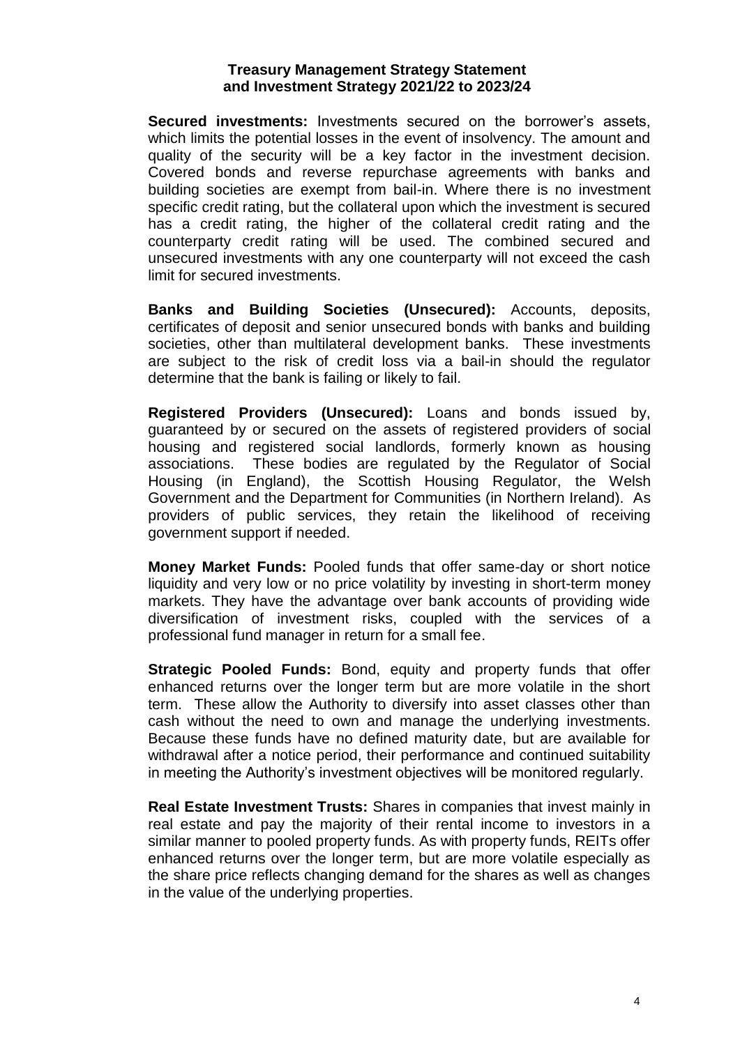**Secured investments:** Investments secured on the borrower's assets, which limits the potential losses in the event of insolvency. The amount and quality of the security will be a key factor in the investment decision. Covered bonds and reverse repurchase agreements with banks and building societies are exempt from bail-in. Where there is no investment specific credit rating, but the collateral upon which the investment is secured has a credit rating, the higher of the collateral credit rating and the counterparty credit rating will be used. The combined secured and unsecured investments with any one counterparty will not exceed the cash limit for secured investments.

**Banks and Building Societies (Unsecured):** Accounts, deposits, certificates of deposit and senior unsecured bonds with banks and building societies, other than multilateral development banks. These investments are subject to the risk of credit loss via a bail-in should the regulator determine that the bank is failing or likely to fail.

**Registered Providers (Unsecured):** Loans and bonds issued by, guaranteed by or secured on the assets of registered providers of social housing and registered social landlords, formerly known as housing associations. These bodies are regulated by the Regulator of Social Housing (in England), the Scottish Housing Regulator, the Welsh Government and the Department for Communities (in Northern Ireland). As providers of public services, they retain the likelihood of receiving government support if needed.

**Money Market Funds:** Pooled funds that offer same-day or short notice liquidity and very low or no price volatility by investing in short-term money markets. They have the advantage over bank accounts of providing wide diversification of investment risks, coupled with the services of a professional fund manager in return for a small fee.

**Strategic Pooled Funds:** Bond, equity and property funds that offer enhanced returns over the longer term but are more volatile in the short term. These allow the Authority to diversify into asset classes other than cash without the need to own and manage the underlying investments. Because these funds have no defined maturity date, but are available for withdrawal after a notice period, their performance and continued suitability in meeting the Authority's investment objectives will be monitored regularly.

**Real Estate Investment Trusts:** Shares in companies that invest mainly in real estate and pay the majority of their rental income to investors in a similar manner to pooled property funds. As with property funds, REITs offer enhanced returns over the longer term, but are more volatile especially as the share price reflects changing demand for the shares as well as changes in the value of the underlying properties.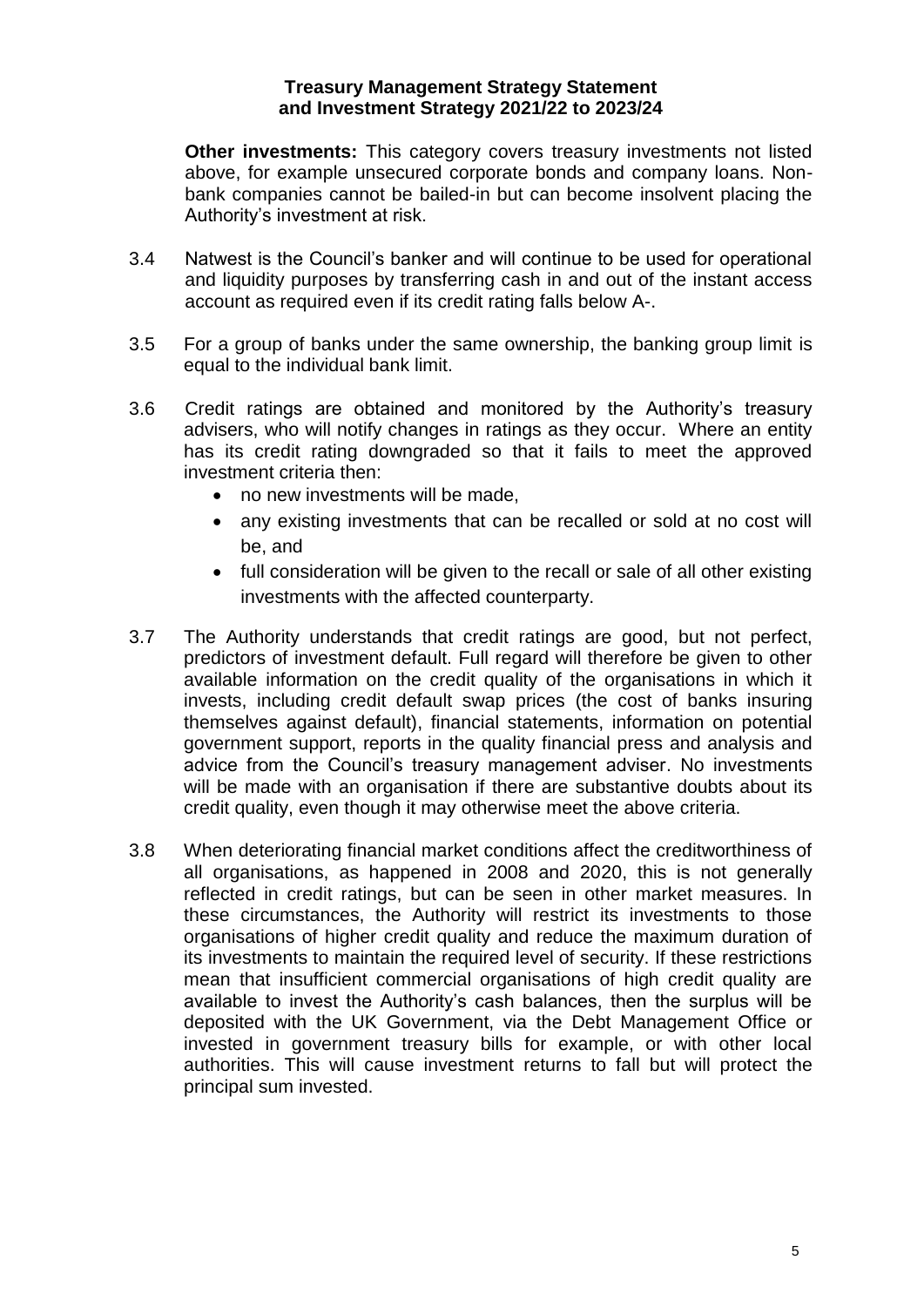**Other investments:** This category covers treasury investments not listed above, for example unsecured corporate bonds and company loans. Non-bank companies cannot be bailed-in but can become insolvent placing the Authority's investment at risk.

3.4 Natwest is the Council's banker and will continue to be used for operational and liquidity purposes by transferring cash in and out of the instant access account as required even if its credit rating falls below A-.

3.5 For a group of banks under the same ownership, the banking group limit is equal to the individual bank limit.

3.6 Credit ratings are obtained and monitored by the Authority's treasury advisers, who will notify changes in ratings as they occur. Where an entity has its credit rating downgraded so that it fails to meet the approved investment criteria then:

- no new investments will be made,
- any existing investments that can be recalled or sold at no cost will be, and
- full consideration will be given to the recall or sale of all other existing investments with the affected counterparty.

3.7 The Authority understands that credit ratings are good, but not perfect, predictors of investment default. Full regard will therefore be given to other available information on the credit quality of the organisations in which it invests, including credit default swap prices (the cost of banks insuring themselves against default), financial statements, information on potential government support, reports in the quality financial press and analysis and advice from the Council's treasury management adviser. No investments will be made with an organisation if there are substantive doubts about its credit quality, even though it may otherwise meet the above criteria.

3.8 When deteriorating financial market conditions affect the creditworthiness of all organisations, as happened in 2008 and 2020, this is not generally reflected in credit ratings, but can be seen in other market measures. In these circumstances, the Authority will restrict its investments to those organisations of higher credit quality and reduce the maximum duration of its investments to maintain the required level of security. If these restrictions mean that insufficient commercial organisations of high credit quality are available to invest the Authority's cash balances, then the surplus will be deposited with the UK Government, via the Debt Management Office or invested in government treasury bills for example, or with other local authorities. This will cause investment returns to fall but will protect the principal sum invested.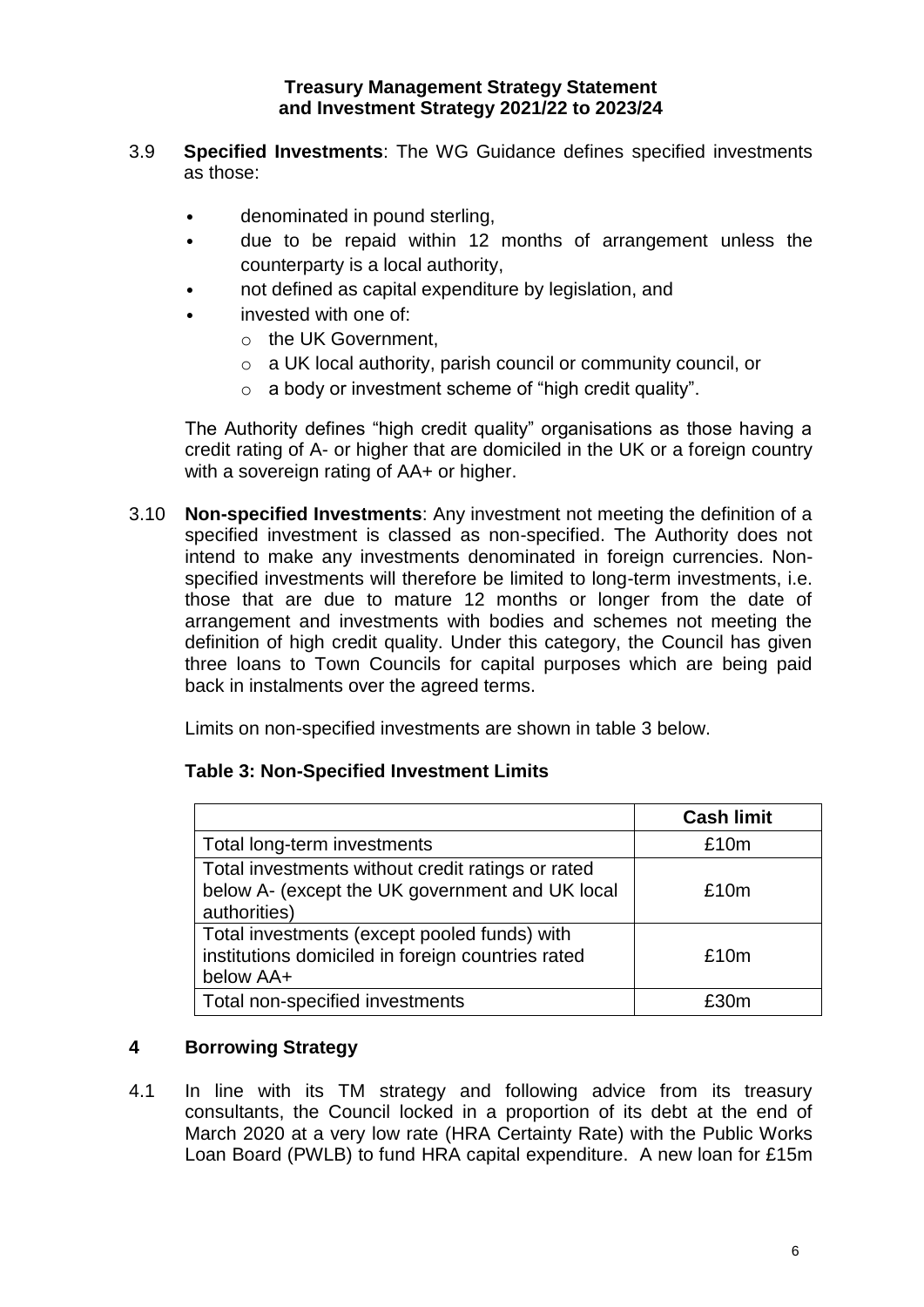3.9 **Specified Investments**: The WG Guidance defines specified investments as those:

- denominated in pound sterling,
- due to be repaid within 12 months of arrangement unless the counterparty is a local authority,
- not defined as capital expenditure by legislation, and
- invested with one of:
  - the UK Government,
  - a UK local authority, parish council or community council, or
  - a body or investment scheme of "high credit quality".

The Authority defines "high credit quality" organisations as those having a credit rating of A- or higher that are domiciled in the UK or a foreign country with a sovereign rating of AA+ or higher.

3.10 **Non-specified Investments**: Any investment not meeting the definition of a specified investment is classed as non-specified. The Authority does not intend to make any investments denominated in foreign currencies. Non-specified investments will therefore be limited to long-term investments, i.e. those that are due to mature 12 months or longer from the date of arrangement and investments with bodies and schemes not meeting the definition of high credit quality. Under this category, the Council has given three loans to Town Councils for capital purposes which are being paid back in instalments over the agreed terms.

Limits on non-specified investments are shown in table 3 below.

**Table 3: Non-Specified Investment Limits**

| | **Cash limit** |
|---|---|
| Total long-term investments | £10m |
| Total investments without credit ratings or rated below A- (except the UK government and UK local authorities) | £10m |
| Total investments (except pooled funds) with institutions domiciled in foreign countries rated below AA+ | £10m |
| Total non-specified investments | £30m |

## 4 Borrowing Strategy

4.1 In line with its TM strategy and following advice from its treasury consultants, the Council locked in a proportion of its debt at the end of March 2020 at a very low rate (HRA Certainty Rate) with the Public Works Loan Board (PWLB) to fund HRA capital expenditure. A new loan for £15m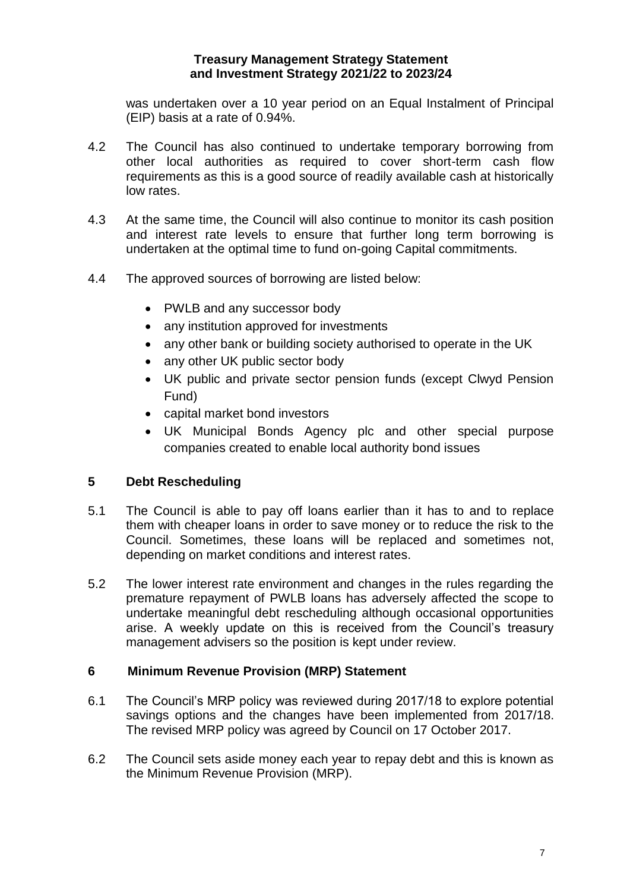was undertaken over a 10 year period on an Equal Instalment of Principal (EIP) basis at a rate of 0.94%.

4.2 The Council has also continued to undertake temporary borrowing from other local authorities as required to cover short-term cash flow requirements as this is a good source of readily available cash at historically low rates.

4.3 At the same time, the Council will also continue to monitor its cash position and interest rate levels to ensure that further long term borrowing is undertaken at the optimal time to fund on-going Capital commitments.

4.4 The approved sources of borrowing are listed below:

- PWLB and any successor body
- any institution approved for investments
- any other bank or building society authorised to operate in the UK
- any other UK public sector body
- UK public and private sector pension funds (except Clwyd Pension Fund)
- capital market bond investors
- UK Municipal Bonds Agency plc and other special purpose companies created to enable local authority bond issues

## 5 Debt Rescheduling

5.1 The Council is able to pay off loans earlier than it has to and to replace them with cheaper loans in order to save money or to reduce the risk to the Council. Sometimes, these loans will be replaced and sometimes not, depending on market conditions and interest rates.

5.2 The lower interest rate environment and changes in the rules regarding the premature repayment of PWLB loans has adversely affected the scope to undertake meaningful debt rescheduling although occasional opportunities arise. A weekly update on this is received from the Council's treasury management advisers so the position is kept under review.

## 6 Minimum Revenue Provision (MRP) Statement

6.1 The Council's MRP policy was reviewed during 2017/18 to explore potential savings options and the changes have been implemented from 2017/18. The revised MRP policy was agreed by Council on 17 October 2017.

6.2 The Council sets aside money each year to repay debt and this is known as the Minimum Revenue Provision (MRP).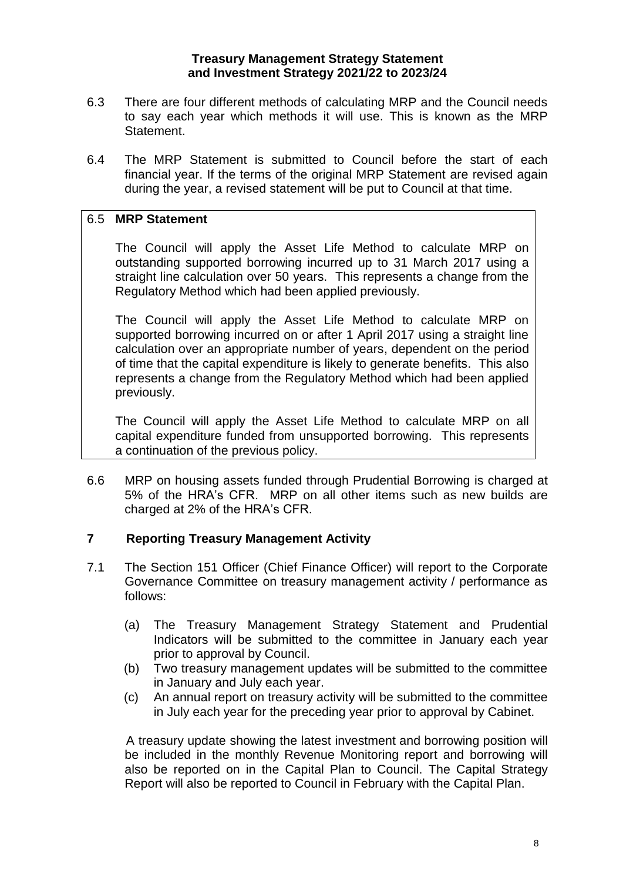6.3 There are four different methods of calculating MRP and the Council needs to say each year which methods it will use. This is known as the MRP Statement.

6.4 The MRP Statement is submitted to Council before the start of each financial year. If the terms of the original MRP Statement are revised again during the year, a revised statement will be put to Council at that time.

6.5 **MRP Statement**

The Council will apply the Asset Life Method to calculate MRP on outstanding supported borrowing incurred up to 31 March 2017 using a straight line calculation over 50 years. This represents a change from the Regulatory Method which had been applied previously.

The Council will apply the Asset Life Method to calculate MRP on supported borrowing incurred on or after 1 April 2017 using a straight line calculation over an appropriate number of years, dependent on the period of time that the capital expenditure is likely to generate benefits. This also represents a change from the Regulatory Method which had been applied previously.

The Council will apply the Asset Life Method to calculate MRP on all capital expenditure funded from unsupported borrowing. This represents a continuation of the previous policy.

6.6 MRP on housing assets funded through Prudential Borrowing is charged at 5% of the HRA's CFR. MRP on all other items such as new builds are charged at 2% of the HRA's CFR.

## 7 Reporting Treasury Management Activity

7.1 The Section 151 Officer (Chief Finance Officer) will report to the Corporate Governance Committee on treasury management activity / performance as follows:

(a) The Treasury Management Strategy Statement and Prudential Indicators will be submitted to the committee in January each year prior to approval by Council.

(b) Two treasury management updates will be submitted to the committee in January and July each year.

(c) An annual report on treasury activity will be submitted to the committee in July each year for the preceding year prior to approval by Cabinet.

A treasury update showing the latest investment and borrowing position will be included in the monthly Revenue Monitoring report and borrowing will also be reported on in the Capital Plan to Council. The Capital Strategy Report will also be reported to Council in February with the Capital Plan.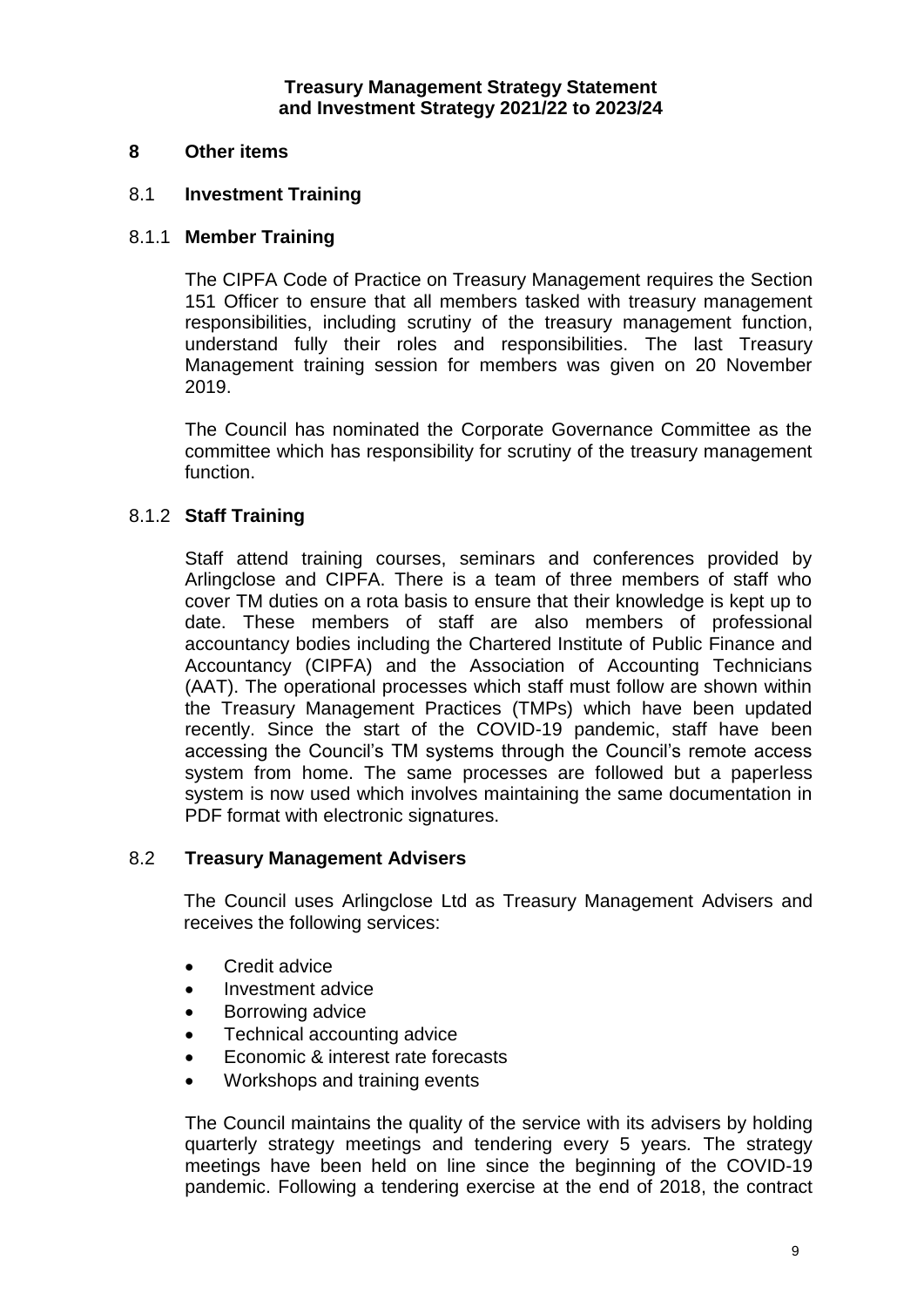## 8 Other items

### 8.1 Investment Training

#### 8.1.1 Member Training

The CIPFA Code of Practice on Treasury Management requires the Section 151 Officer to ensure that all members tasked with treasury management responsibilities, including scrutiny of the treasury management function, understand fully their roles and responsibilities. The last Treasury Management training session for members was given on 20 November 2019.

The Council has nominated the Corporate Governance Committee as the committee which has responsibility for scrutiny of the treasury management function.

#### 8.1.2 Staff Training

Staff attend training courses, seminars and conferences provided by Arlingclose and CIPFA. There is a team of three members of staff who cover TM duties on a rota basis to ensure that their knowledge is kept up to date. These members of staff are also members of professional accountancy bodies including the Chartered Institute of Public Finance and Accountancy (CIPFA) and the Association of Accounting Technicians (AAT). The operational processes which staff must follow are shown within the Treasury Management Practices (TMPs) which have been updated recently. Since the start of the COVID-19 pandemic, staff have been accessing the Council's TM systems through the Council's remote access system from home. The same processes are followed but a paperless system is now used which involves maintaining the same documentation in PDF format with electronic signatures.

### 8.2 Treasury Management Advisers

The Council uses Arlingclose Ltd as Treasury Management Advisers and receives the following services:

- Credit advice
- Investment advice
- Borrowing advice
- Technical accounting advice
- Economic & interest rate forecasts
- Workshops and training events

The Council maintains the quality of the service with its advisers by holding quarterly strategy meetings and tendering every 5 years. The strategy meetings have been held on line since the beginning of the COVID-19 pandemic. Following a tendering exercise at the end of 2018, the contract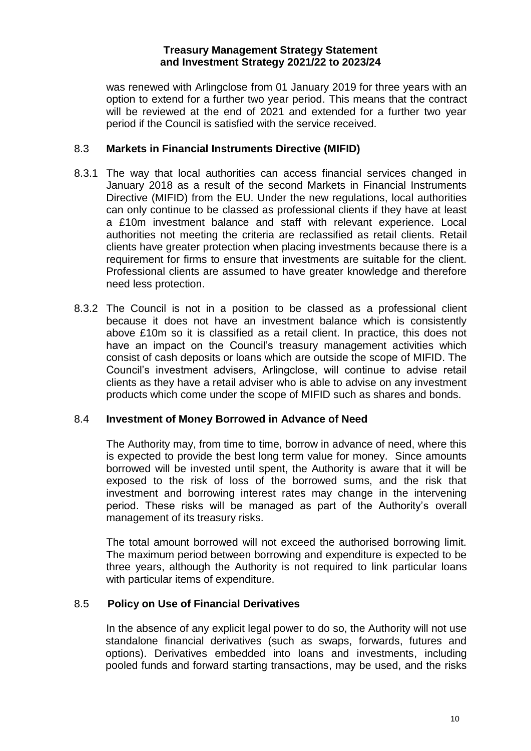was renewed with Arlingclose from 01 January 2019 for three years with an option to extend for a further two year period. This means that the contract will be reviewed at the end of 2021 and extended for a further two year period if the Council is satisfied with the service received.

### 8.3 Markets in Financial Instruments Directive (MIFID)

8.3.1 The way that local authorities can access financial services changed in January 2018 as a result of the second Markets in Financial Instruments Directive (MIFID) from the EU. Under the new regulations, local authorities can only continue to be classed as professional clients if they have at least a £10m investment balance and staff with relevant experience. Local authorities not meeting the criteria are reclassified as retail clients. Retail clients have greater protection when placing investments because there is a requirement for firms to ensure that investments are suitable for the client. Professional clients are assumed to have greater knowledge and therefore need less protection.

8.3.2 The Council is not in a position to be classed as a professional client because it does not have an investment balance which is consistently above £10m so it is classified as a retail client. In practice, this does not have an impact on the Council's treasury management activities which consist of cash deposits or loans which are outside the scope of MIFID. The Council's investment advisers, Arlingclose, will continue to advise retail clients as they have a retail adviser who is able to advise on any investment products which come under the scope of MIFID such as shares and bonds.

### 8.4 Investment of Money Borrowed in Advance of Need

The Authority may, from time to time, borrow in advance of need, where this is expected to provide the best long term value for money. Since amounts borrowed will be invested until spent, the Authority is aware that it will be exposed to the risk of loss of the borrowed sums, and the risk that investment and borrowing interest rates may change in the intervening period. These risks will be managed as part of the Authority's overall management of its treasury risks.

The total amount borrowed will not exceed the authorised borrowing limit. The maximum period between borrowing and expenditure is expected to be three years, although the Authority is not required to link particular loans with particular items of expenditure.

### 8.5 Policy on Use of Financial Derivatives

In the absence of any explicit legal power to do so, the Authority will not use standalone financial derivatives (such as swaps, forwards, futures and options). Derivatives embedded into loans and investments, including pooled funds and forward starting transactions, may be used, and the risks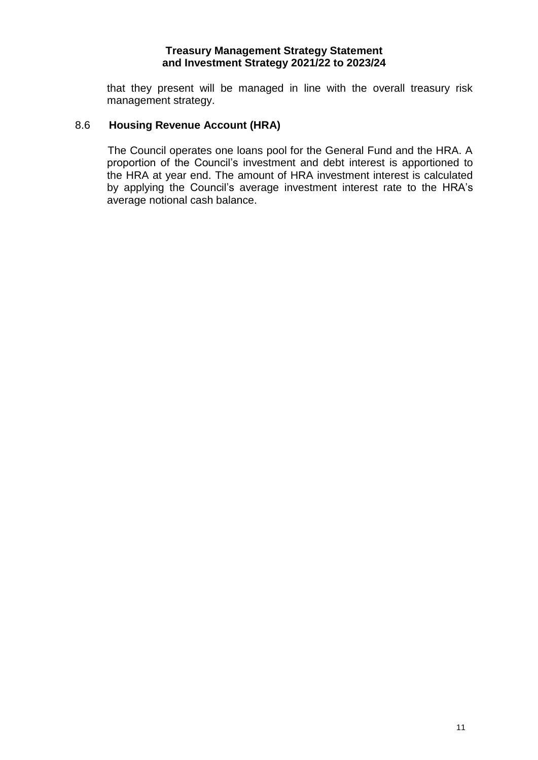that they present will be managed in line with the overall treasury risk management strategy.

### 8.6 Housing Revenue Account (HRA)

The Council operates one loans pool for the General Fund and the HRA. A proportion of the Council's investment and debt interest is apportioned to the HRA at year end. The amount of HRA investment interest is calculated by applying the Council's average investment interest rate to the HRA's average notional cash balance.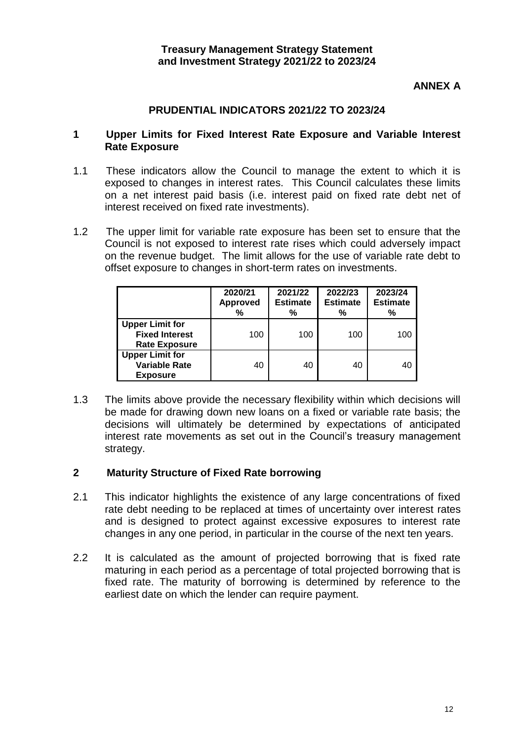**Treasury Management Strategy Statement and Investment Strategy 2021/22 to 2023/24**

**ANNEX A**

## PRUDENTIAL INDICATORS 2021/22 TO 2023/24

### 1 Upper Limits for Fixed Interest Rate Exposure and Variable Interest Rate Exposure

1.1 These indicators allow the Council to manage the extent to which it is exposed to changes in interest rates. This Council calculates these limits on a net interest paid basis (i.e. interest paid on fixed rate debt net of interest received on fixed rate investments).

1.2 The upper limit for variable rate exposure has been set to ensure that the Council is not exposed to interest rate rises which could adversely impact on the revenue budget. The limit allows for the use of variable rate debt to offset exposure to changes in short-term rates on investments.

| | 2020/21 Approved % | 2021/22 Estimate % | 2022/23 Estimate % | 2023/24 Estimate % |
|---|---|---|---|---|
| **Upper Limit for Fixed Interest Rate Exposure** | 100 | 100 | 100 | 100 |
| **Upper Limit for Variable Rate Exposure** | 40 | 40 | 40 | 40 |

1.3 The limits above provide the necessary flexibility within which decisions will be made for drawing down new loans on a fixed or variable rate basis; the decisions will ultimately be determined by expectations of anticipated interest rate movements as set out in the Council's treasury management strategy.

### 2 Maturity Structure of Fixed Rate borrowing

2.1 This indicator highlights the existence of any large concentrations of fixed rate debt needing to be replaced at times of uncertainty over interest rates and is designed to protect against excessive exposures to interest rate changes in any one period, in particular in the course of the next ten years.

2.2 It is calculated as the amount of projected borrowing that is fixed rate maturing in each period as a percentage of total projected borrowing that is fixed rate. The maturity of borrowing is determined by reference to the earliest date on which the lender can require payment.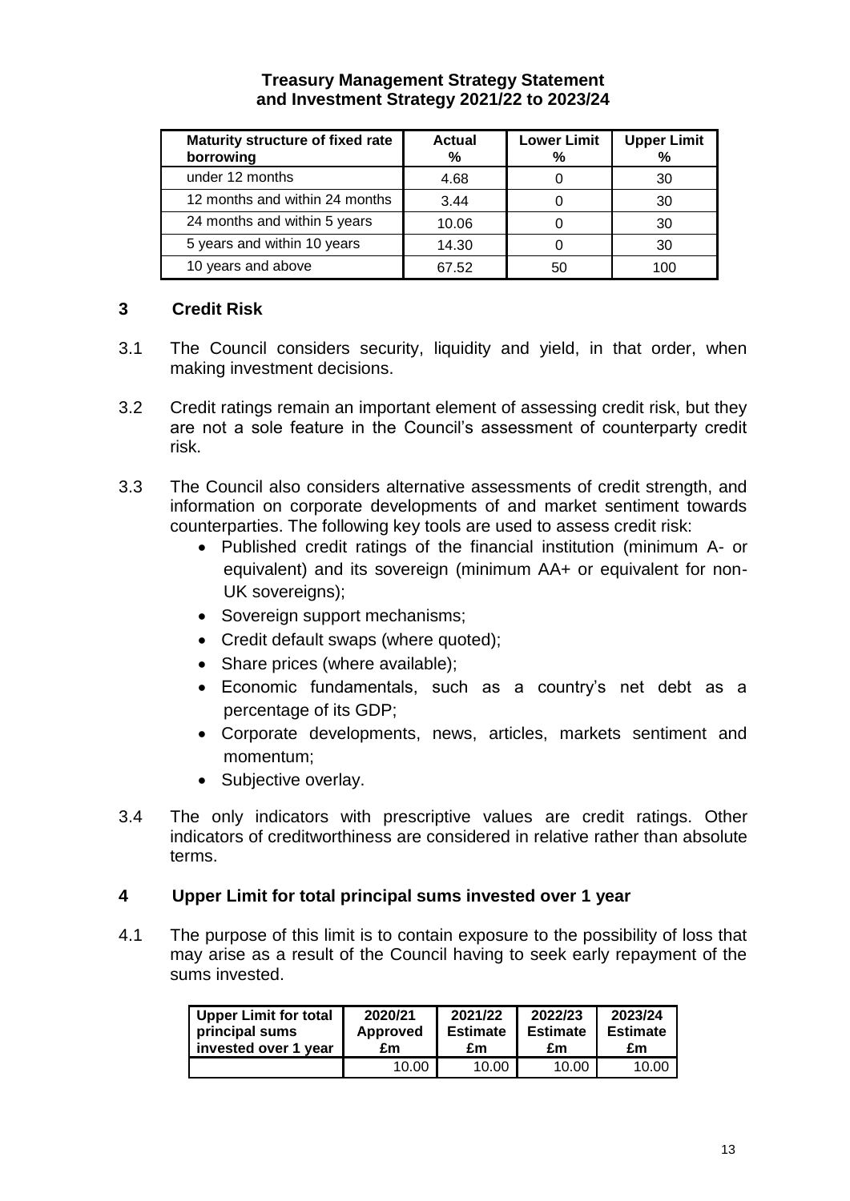| Maturity structure of fixed rate borrowing | Actual % | Lower Limit % | Upper Limit % |
|---|---|---|---|
| under 12 months | 4.68 | 0 | 30 |
| 12 months and within 24 months | 3.44 | 0 | 30 |
| 24 months and within 5 years | 10.06 | 0 | 30 |
| 5 years and within 10 years | 14.30 | 0 | 30 |
| 10 years and above | 67.52 | 50 | 100 |

## 3 Credit Risk

3.1 The Council considers security, liquidity and yield, in that order, when making investment decisions.

3.2 Credit ratings remain an important element of assessing credit risk, but they are not a sole feature in the Council's assessment of counterparty credit risk.

3.3 The Council also considers alternative assessments of credit strength, and information on corporate developments of and market sentiment towards counterparties. The following key tools are used to assess credit risk:

- Published credit ratings of the financial institution (minimum A- or equivalent) and its sovereign (minimum AA+ or equivalent for non-UK sovereigns);
- Sovereign support mechanisms;
- Credit default swaps (where quoted);
- Share prices (where available);
- Economic fundamentals, such as a country's net debt as a percentage of its GDP;
- Corporate developments, news, articles, markets sentiment and momentum;
- Subjective overlay.

3.4 The only indicators with prescriptive values are credit ratings. Other indicators of creditworthiness are considered in relative rather than absolute terms.

## 4 Upper Limit for total principal sums invested over 1 year

4.1 The purpose of this limit is to contain exposure to the possibility of loss that may arise as a result of the Council having to seek early repayment of the sums invested.

| Upper Limit for total principal sums invested over 1 year | 2020/21 Approved £m | 2021/22 Estimate £m | 2022/23 Estimate £m | 2023/24 Estimate £m |
|---|---|---|---|---|
| | 10.00 | 10.00 | 10.00 | 10.00 |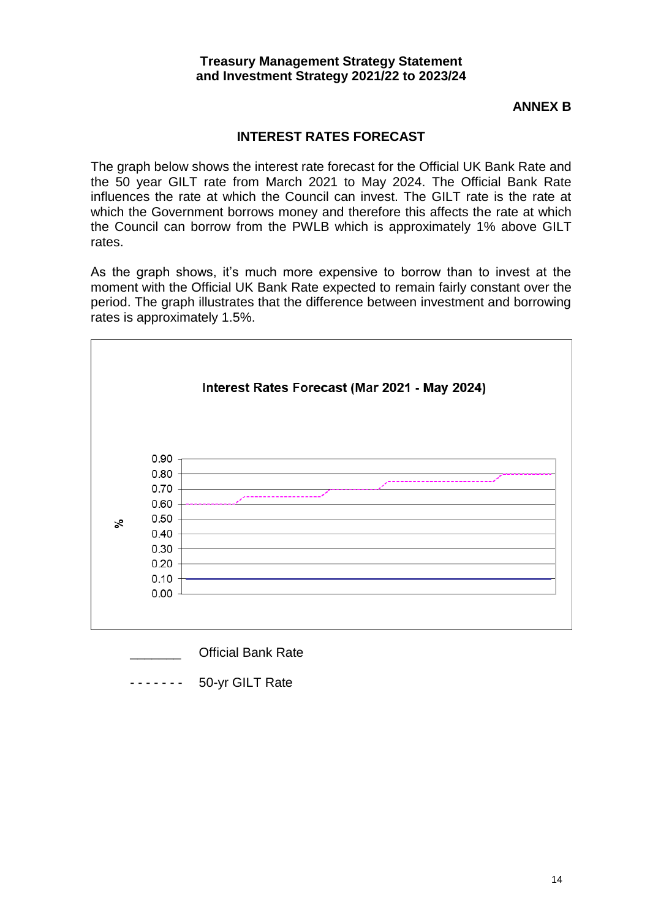**Treasury Management Strategy Statement and Investment Strategy 2021/22 to 2023/24**

**ANNEX B**

## INTEREST RATES FORECAST

The graph below shows the interest rate forecast for the Official UK Bank Rate and the 50 year GILT rate from March 2021 to May 2024. The Official Bank Rate influences the rate at which the Council can invest. The GILT rate is the rate at which the Government borrows money and therefore this affects the rate at which the Council can borrow from the PWLB which is approximately 1% above GILT rates.

As the graph shows, it's much more expensive to borrow than to invest at the moment with the Official UK Bank Rate expected to remain fairly constant over the period. The graph illustrates that the difference between investment and borrowing rates is approximately 1.5%.

**Interest Rates Forecast (Mar 2021 - May 2024)**

%

0.90
0.80
0.70
0.60
0.50
0.40
0.30
0.20
0.10
0.00

_______ Official Bank Rate

------- 50-yr GILT Rate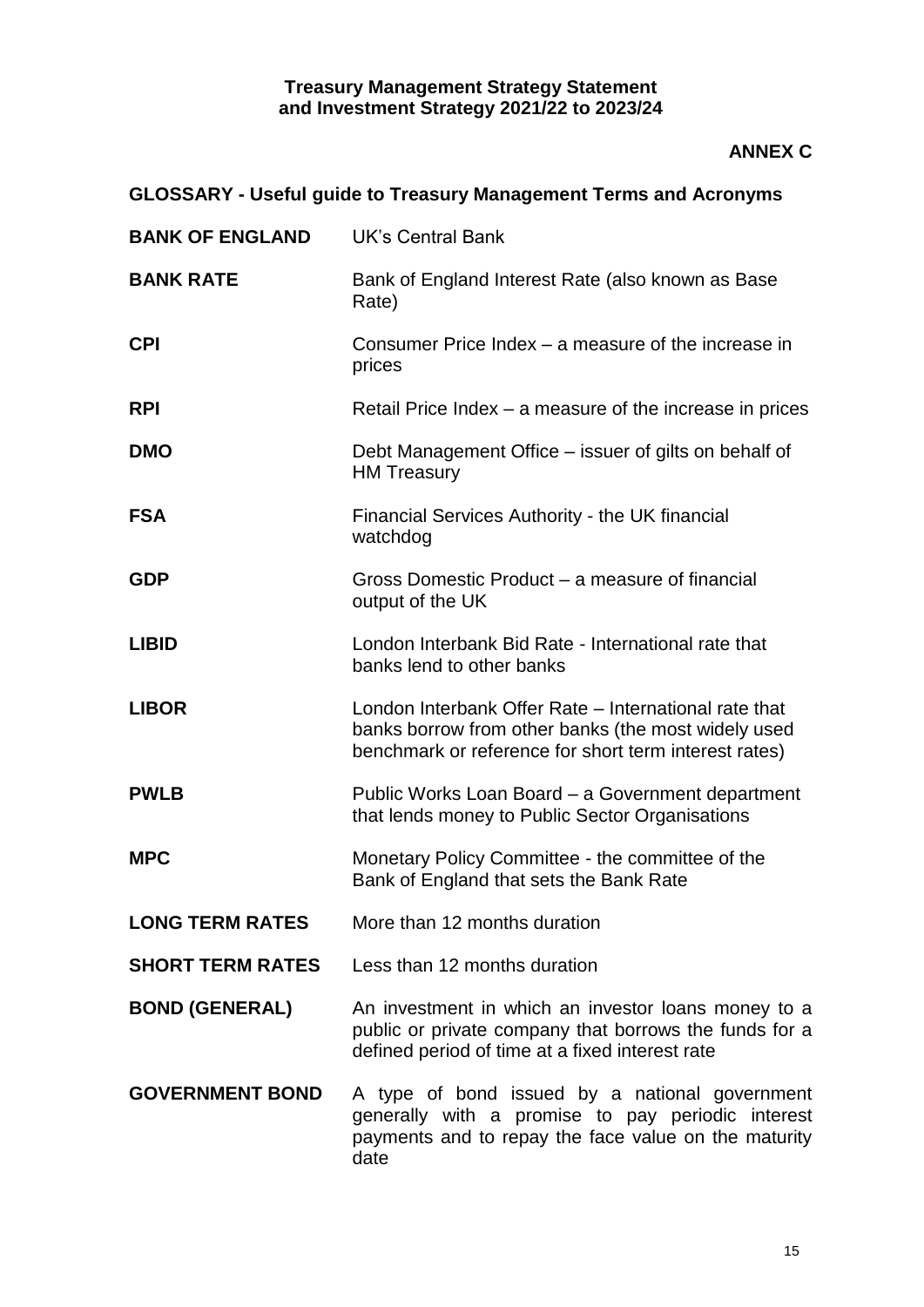**Treasury Management Strategy Statement and Investment Strategy 2021/22 to 2023/24**

**ANNEX C**

## GLOSSARY - Useful guide to Treasury Management Terms and Acronyms

| | |
|---|---|
| **BANK OF ENGLAND** | UK's Central Bank |
| **BANK RATE** | Bank of England Interest Rate (also known as Base Rate) |
| **CPI** | Consumer Price Index – a measure of the increase in prices |
| **RPI** | Retail Price Index – a measure of the increase in prices |
| **DMO** | Debt Management Office – issuer of gilts on behalf of HM Treasury |
| **FSA** | Financial Services Authority - the UK financial watchdog |
| **GDP** | Gross Domestic Product – a measure of financial output of the UK |
| **LIBID** | London Interbank Bid Rate - International rate that banks lend to other banks |
| **LIBOR** | London Interbank Offer Rate – International rate that banks borrow from other banks (the most widely used benchmark or reference for short term interest rates) |
| **PWLB** | Public Works Loan Board – a Government department that lends money to Public Sector Organisations |
| **MPC** | Monetary Policy Committee - the committee of the Bank of England that sets the Bank Rate |
| **LONG TERM RATES** | More than 12 months duration |
| **SHORT TERM RATES** | Less than 12 months duration |
| **BOND (GENERAL)** | An investment in which an investor loans money to a public or private company that borrows the funds for a defined period of time at a fixed interest rate |
| **GOVERNMENT BOND** | A type of bond issued by a national government generally with a promise to pay periodic interest payments and to repay the face value on the maturity date |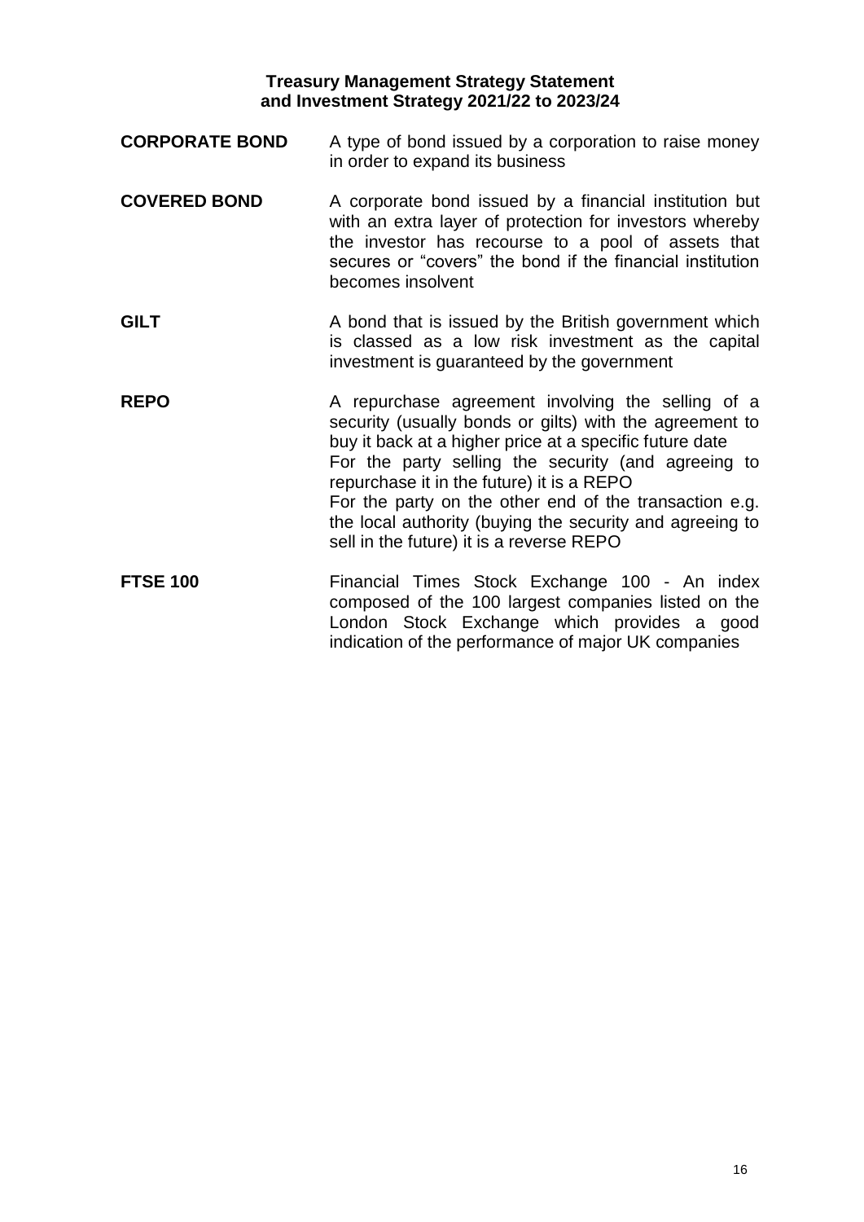**CORPORATE BOND** A type of bond issued by a corporation to raise money in order to expand its business

**COVERED BOND** A corporate bond issued by a financial institution but with an extra layer of protection for investors whereby the investor has recourse to a pool of assets that secures or "covers" the bond if the financial institution becomes insolvent

**GILT** A bond that is issued by the British government which is classed as a low risk investment as the capital investment is guaranteed by the government

**REPO** A repurchase agreement involving the selling of a security (usually bonds or gilts) with the agreement to buy it back at a higher price at a specific future date
For the party selling the security (and agreeing to repurchase it in the future) it is a REPO
For the party on the other end of the transaction e.g. the local authority (buying the security and agreeing to sell in the future) it is a reverse REPO

**FTSE 100** Financial Times Stock Exchange 100 - An index composed of the 100 largest companies listed on the London Stock Exchange which provides a good indication of the performance of major UK companies